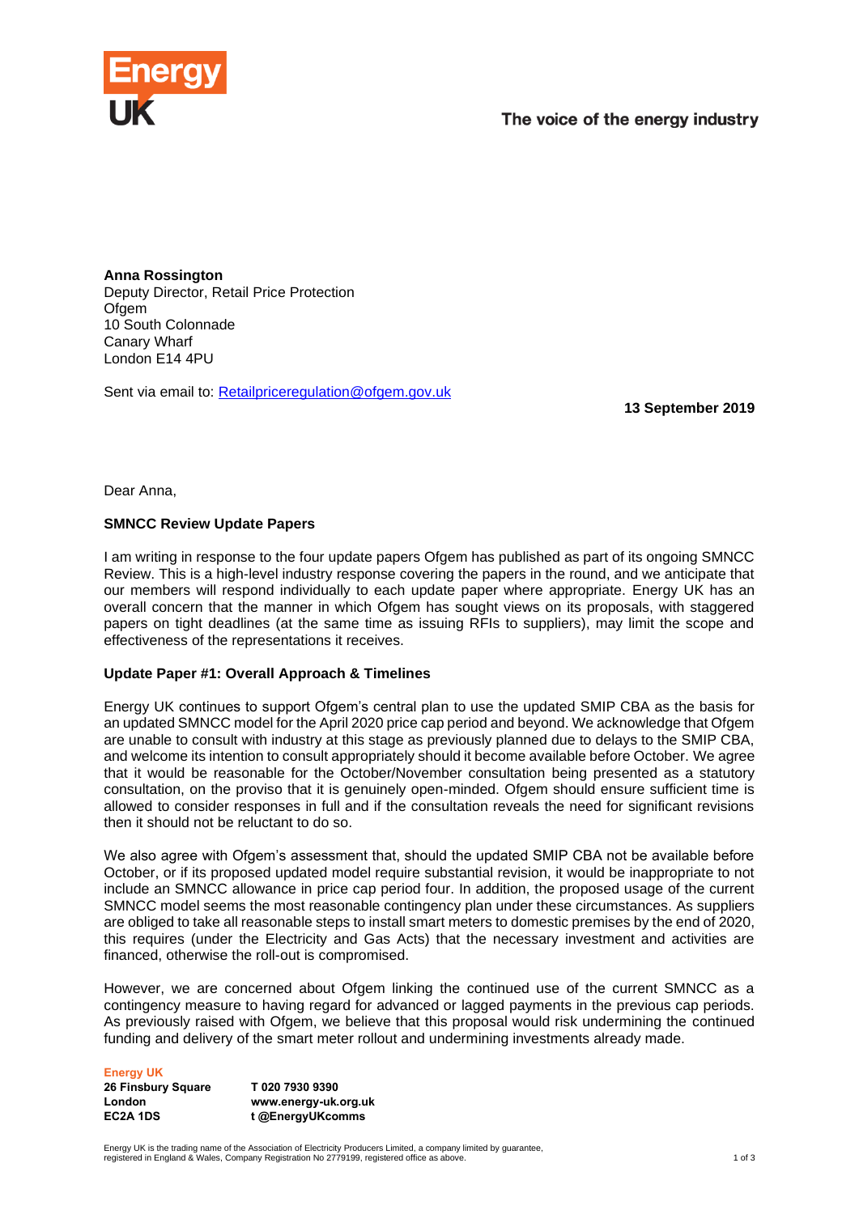Energy UK

The voice of the energy industry

**Anna Rossington**
Deputy Director, Retail Price Protection
Ofgem
10 South Colonnade
Canary Wharf
London E14 4PU

Sent via email to: Retailpriceregulation@ofgem.gov.uk

**13 September 2019**

Dear Anna,

**SMNCC Review Update Papers**

I am writing in response to the four update papers Ofgem has published as part of its ongoing SMNCC Review. This is a high-level industry response covering the papers in the round, and we anticipate that our members will respond individually to each update paper where appropriate. Energy UK has an overall concern that the manner in which Ofgem has sought views on its proposals, with staggered papers on tight deadlines (at the same time as issuing RFIs to suppliers), may limit the scope and effectiveness of the representations it receives.

**Update Paper #1: Overall Approach & Timelines**

Energy UK continues to support Ofgem's central plan to use the updated SMIP CBA as the basis for an updated SMNCC model for the April 2020 price cap period and beyond. We acknowledge that Ofgem are unable to consult with industry at this stage as previously planned due to delays to the SMIP CBA, and welcome its intention to consult appropriately should it become available before October. We agree that it would be reasonable for the October/November consultation being presented as a statutory consultation, on the proviso that it is genuinely open-minded. Ofgem should ensure sufficient time is allowed to consider responses in full and if the consultation reveals the need for significant revisions then it should not be reluctant to do so.

We also agree with Ofgem's assessment that, should the updated SMIP CBA not be available before October, or if its proposed updated model require substantial revision, it would be inappropriate to not include an SMNCC allowance in price cap period four. In addition, the proposed usage of the current SMNCC model seems the most reasonable contingency plan under these circumstances. As suppliers are obliged to take all reasonable steps to install smart meters to domestic premises by the end of 2020, this requires (under the Electricity and Gas Acts) that the necessary investment and activities are financed, otherwise the roll-out is compromised.

However, we are concerned about Ofgem linking the continued use of the current SMNCC as a contingency measure to having regard for advanced or lagged payments in the previous cap periods. As previously raised with Ofgem, we believe that this proposal would risk undermining the continued funding and delivery of the smart meter rollout and undermining investments already made.

**Energy UK**
**26 Finsbury Square**
**London**
**EC2A 1DS**

**T 020 7930 9390**
**www.energy-uk.org.uk**
**t @EnergyUKcomms**

Energy UK is the trading name of the Association of Electricity Producers Limited, a company limited by guarantee, registered in England & Wales, Company Registration No 2779199, registered office as above.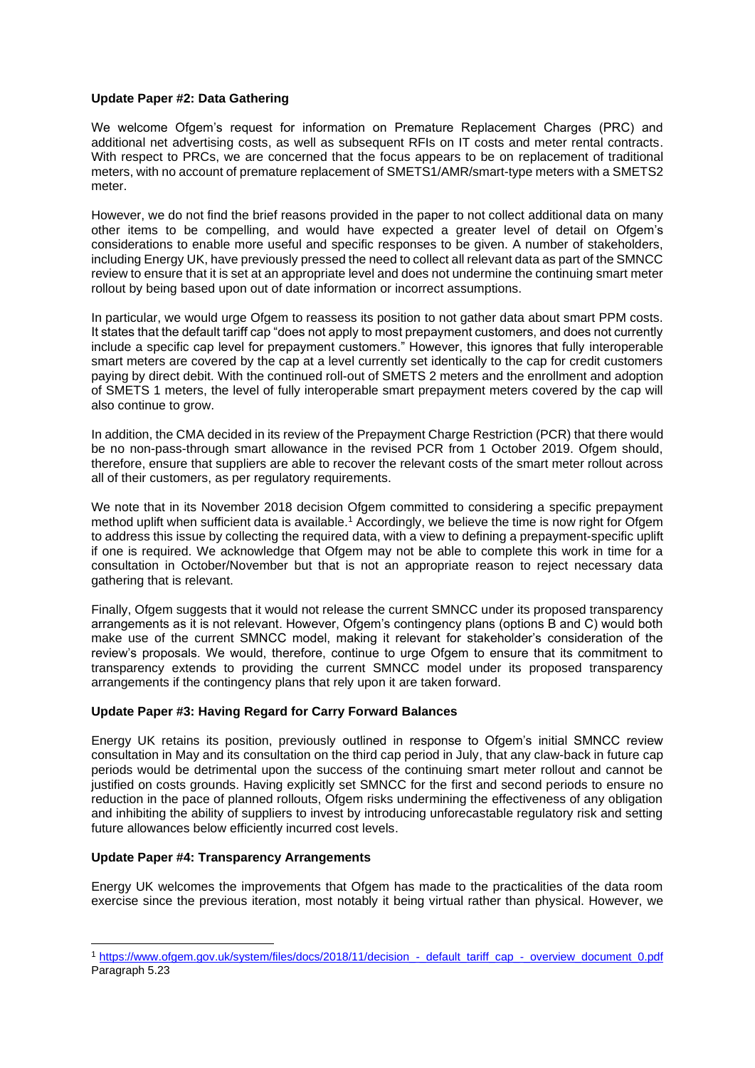**Update Paper #2: Data Gathering**

We welcome Ofgem's request for information on Premature Replacement Charges (PRC) and additional net advertising costs, as well as subsequent RFIs on IT costs and meter rental contracts. With respect to PRCs, we are concerned that the focus appears to be on replacement of traditional meters, with no account of premature replacement of SMETS1/AMR/smart-type meters with a SMETS2 meter.

However, we do not find the brief reasons provided in the paper to not collect additional data on many other items to be compelling, and would have expected a greater level of detail on Ofgem's considerations to enable more useful and specific responses to be given. A number of stakeholders, including Energy UK, have previously pressed the need to collect all relevant data as part of the SMNCC review to ensure that it is set at an appropriate level and does not undermine the continuing smart meter rollout by being based upon out of date information or incorrect assumptions.

In particular, we would urge Ofgem to reassess its position to not gather data about smart PPM costs. It states that the default tariff cap "does not apply to most prepayment customers, and does not currently include a specific cap level for prepayment customers." However, this ignores that fully interoperable smart meters are covered by the cap at a level currently set identically to the cap for credit customers paying by direct debit. With the continued roll-out of SMETS 2 meters and the enrollment and adoption of SMETS 1 meters, the level of fully interoperable smart prepayment meters covered by the cap will also continue to grow.

In addition, the CMA decided in its review of the Prepayment Charge Restriction (PCR) that there would be no non-pass-through smart allowance in the revised PCR from 1 October 2019. Ofgem should, therefore, ensure that suppliers are able to recover the relevant costs of the smart meter rollout across all of their customers, as per regulatory requirements.

We note that in its November 2018 decision Ofgem committed to considering a specific prepayment method uplift when sufficient data is available.[1] Accordingly, we believe the time is now right for Ofgem to address this issue by collecting the required data, with a view to defining a prepayment-specific uplift if one is required. We acknowledge that Ofgem may not be able to complete this work in time for a consultation in October/November but that is not an appropriate reason to reject necessary data gathering that is relevant.

Finally, Ofgem suggests that it would not release the current SMNCC under its proposed transparency arrangements as it is not relevant. However, Ofgem's contingency plans (options B and C) would both make use of the current SMNCC model, making it relevant for stakeholder's consideration of the review's proposals. We would, therefore, continue to urge Ofgem to ensure that its commitment to transparency extends to providing the current SMNCC model under its proposed transparency arrangements if the contingency plans that rely upon it are taken forward.

**Update Paper #3: Having Regard for Carry Forward Balances**

Energy UK retains its position, previously outlined in response to Ofgem's initial SMNCC review consultation in May and its consultation on the third cap period in July, that any claw-back in future cap periods would be detrimental upon the success of the continuing smart meter rollout and cannot be justified on costs grounds. Having explicitly set SMNCC for the first and second periods to ensure no reduction in the pace of planned rollouts, Ofgem risks undermining the effectiveness of any obligation and inhibiting the ability of suppliers to invest by introducing unforecastable regulatory risk and setting future allowances below efficiently incurred cost levels.

**Update Paper #4: Transparency Arrangements**

Energy UK welcomes the improvements that Ofgem has made to the practicalities of the data room exercise since the previous iteration, most notably it being virtual rather than physical. However, we

[1] https://www.ofgem.gov.uk/system/files/docs/2018/11/decision_-_default_tariff_cap_-_overview_document_0.pdf Paragraph 5.23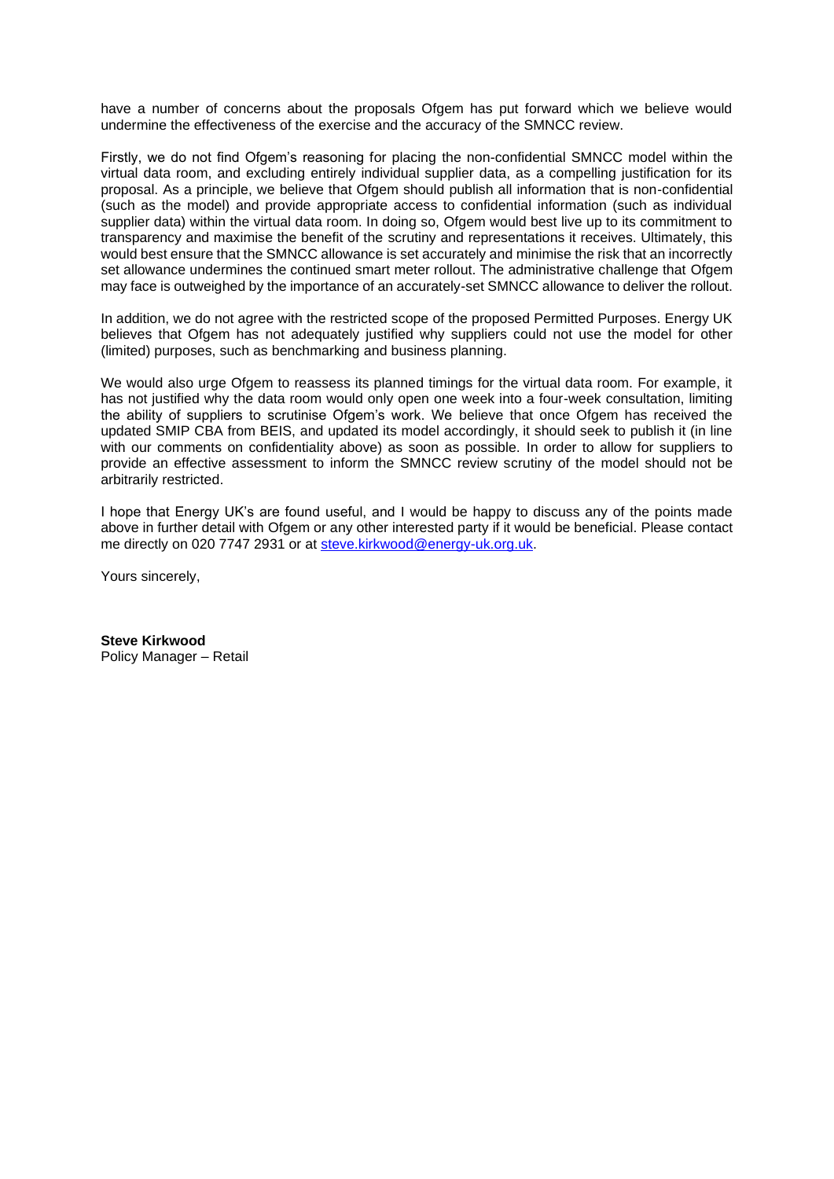have a number of concerns about the proposals Ofgem has put forward which we believe would undermine the effectiveness of the exercise and the accuracy of the SMNCC review.

Firstly, we do not find Ofgem's reasoning for placing the non-confidential SMNCC model within the virtual data room, and excluding entirely individual supplier data, as a compelling justification for its proposal. As a principle, we believe that Ofgem should publish all information that is non-confidential (such as the model) and provide appropriate access to confidential information (such as individual supplier data) within the virtual data room. In doing so, Ofgem would best live up to its commitment to transparency and maximise the benefit of the scrutiny and representations it receives. Ultimately, this would best ensure that the SMNCC allowance is set accurately and minimise the risk that an incorrectly set allowance undermines the continued smart meter rollout. The administrative challenge that Ofgem may face is outweighed by the importance of an accurately-set SMNCC allowance to deliver the rollout.

In addition, we do not agree with the restricted scope of the proposed Permitted Purposes. Energy UK believes that Ofgem has not adequately justified why suppliers could not use the model for other (limited) purposes, such as benchmarking and business planning.

We would also urge Ofgem to reassess its planned timings for the virtual data room. For example, it has not justified why the data room would only open one week into a four-week consultation, limiting the ability of suppliers to scrutinise Ofgem's work. We believe that once Ofgem has received the updated SMIP CBA from BEIS, and updated its model accordingly, it should seek to publish it (in line with our comments on confidentiality above) as soon as possible. In order to allow for suppliers to provide an effective assessment to inform the SMNCC review scrutiny of the model should not be arbitrarily restricted.

I hope that Energy UK's are found useful, and I would be happy to discuss any of the points made above in further detail with Ofgem or any other interested party if it would be beneficial. Please contact me directly on 020 7747 2931 or at steve.kirkwood@energy-uk.org.uk.

Yours sincerely,

**Steve Kirkwood**
Policy Manager – Retail